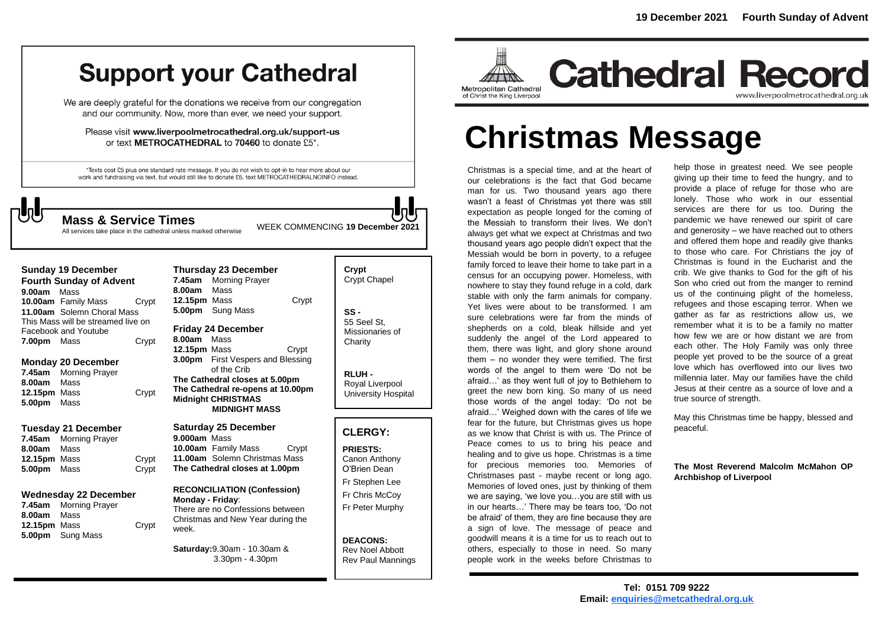# Support your Cathedral

We are deeply grateful for the donations we receive from our congregation and our community. Now, more than ever, we need your support.

Please visit **www.liverpoolmetrocathedral.org.uk/support-us** or text **METROCATHEDRAL** to **70460** to donate £5*.

*Texts cost £5 plus one standard rate message. If you do not wish to opt-in to hear more about our work and fundraising via text, but would still like to donate £5, text METROCATHEDRALNOINFO instead.

## Mass & Service Times

All services take place in the cathedral unless marked otherwise

WEEK COMMENCING **19 December 2021**

### Sunday 19 December
**Fourth Sunday of Advent**

**9.00am** Mass
**10.00am** Family Mass — Crypt
**11.00am** Solemn Choral Mass
This Mass will be streamed live on Facebook and Youtube
**7.00pm** Mass — Crypt

### Monday 20 December

**7.45am** Morning Prayer
**8.00am** Mass
**12.15pm** Mass — Crypt
**5.00pm** Mass

### Tuesday 21 December

**7.45am** Morning Prayer
**8.00am** Mass
**12.15pm** Mass — Crypt
**5.00pm** Mass — Crypt

### Wednesday 22 December

**7.45am** Morning Prayer
**8.00am** Mass
**12.15pm** Mass — Crypt
**5.00pm** Sung Mass

### Thursday 23 December

**7.45am** Morning Prayer
**8.00am** Mass
**12.15pm** Mass — Crypt
**5.00pm** Sung Mass

### Friday 24 December

**8.00am** Mass
**12.15pm** Mass — Crypt
**3.00pm** First Vespers and Blessing of the Crib
**The Cathedral closes at 5.00pm**
**The Cathedral re-opens at 10.00pm**
**Midnight CHRISTMAS MIDNIGHT MASS**

### Saturday 25 December

**9.000am** Mass
**10.00am** Family Mass — Crypt
**11.00am** Solemn Christmas Mass
**The Cathedral closes at 1.00pm**

**RECONCILIATION (Confession)**
**Monday - Friday**:
There are no Confessions between Christmas and New Year during the week.

**Saturday:** 9.30am - 10.30am & 3.30pm - 4.30pm

**Crypt** Crypt Chapel

**SS -** 55 Seel St, Missionaries of Charity

**RLUH -** Royal Liverpool University Hospital

## CLERGY:

**PRIESTS:**
Canon Anthony O'Brien Dean
Fr Stephen Lee
Fr Chris McCoy
Fr Peter Murphy

**DEACONS:**
Rev Noel Abbott
Rev Paul Mannings

**19 December 2021 Fourth Sunday of Advent**

Metropolitan Cathedral of Christ the King Liverpool

# Cathedral Record

www.liverpoolmetrocathedral.org.uk

# Christmas Message

Christmas is a special time, and at the heart of our celebrations is the fact that God became man for us. Two thousand years ago there wasn't a feast of Christmas yet there was still expectation as people longed for the coming of the Messiah to transform their lives. We don't always get what we expect at Christmas and two thousand years ago people didn't expect that the Messiah would be born in poverty, to a refugee family forced to leave their home to take part in a census for an occupying power. Homeless, with nowhere to stay they found refuge in a cold, dark stable with only the farm animals for company. Yet lives were about to be transformed. I am sure celebrations were far from the minds of shepherds on a cold, bleak hillside and yet suddenly the angel of the Lord appeared to them, there was light, and glory shone around them – no wonder they were terrified. The first words of the angel to them were 'Do not be afraid…' as they went full of joy to Bethlehem to greet the new born king. So many of us need those words of the angel today: 'Do not be afraid…' Weighed down with the cares of life we fear for the future, but Christmas gives us hope as we know that Christ is with us. The Prince of Peace comes to us to bring his peace and healing and to give us hope. Christmas is a time for precious memories too. Memories of Christmases past - maybe recent or long ago. Memories of loved ones, just by thinking of them we are saying, 'we love you…you are still with us in our hearts…' There may be tears too, 'Do not be afraid' of them, they are fine because they are a sign of love. The message of peace and goodwill means it is a time for us to reach out to others, especially to those in need. So many people work in the weeks before Christmas to help those in greatest need. We see people giving up their time to feed the hungry, and to provide a place of refuge for those who are lonely. Those who work in our essential services are there for us too. During the pandemic we have renewed our spirit of care and generosity – we have reached out to others and offered them hope and readily give thanks to those who care. For Christians the joy of Christmas is found in the Eucharist and the crib. We give thanks to God for the gift of his Son who cried out from the manger to remind us of the continuing plight of the homeless, refugees and those escaping terror. When we gather as far as restrictions allow us, we remember what it is to be a family no matter how few we are or how distant we are from each other. The Holy Family was only three people yet proved to be the source of a great love which has overflowed into our lives two millennia later. May our families have the child Jesus at their centre as a source of love and a true source of strength.

May this Christmas time be happy, blessed and peaceful.

**The Most Reverend Malcolm McMahon OP**
**Archbishop of Liverpool**

**Tel: 0151 709 9222**
**Email: enquiries@metcathedral.org.uk**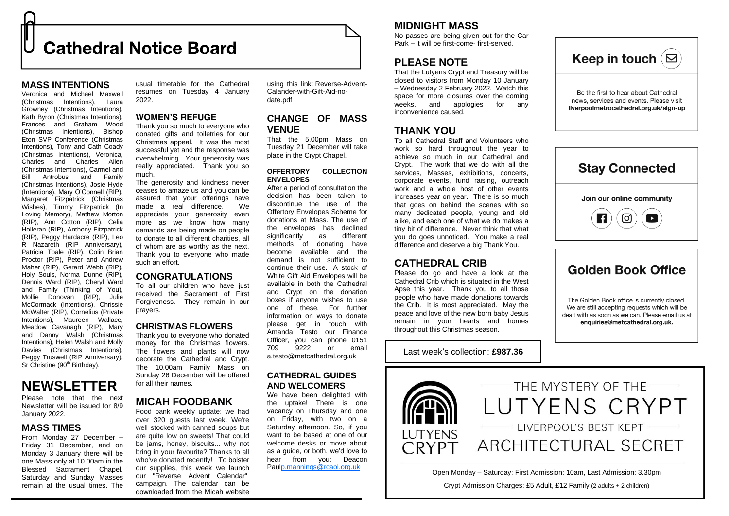# Cathedral Notice Board

## MASS INTENTIONS

Veronica and Michael Maxwell (Christmas Intentions), Laura Growney (Christmas Intentions), Kath Byron (Christmas Intentions), Frances and Graham Wood (Christmas Intentions), Bishop Eton SVP Conference (Christmas Intentions), Tony and Cath Coady (Christmas Intentions), Veronica, Charles and Charles Allen (Christmas Intentions), Carmel and Bill Antrobus and Family (Christmas Intentions), Josie Hyde (Intentions), Mary O'Connell (RIP), Margaret Fitzpatrick (Christmas Wishes), Timmy Fitzpatrick (In Loving Memory), Mathew Morton (RIP), Ann Cotton (RIP), Celia Holleran (RIP), Anthony Fitzpatrick (RIP), Peggy Hardacre (RIP), Leo R Nazareth (RIP Anniversary), Patricia Toale (RIP), Colin Brian Proctor (RIP), Peter and Andrew Maher (RIP), Gerard Webb (RIP), Holy Souls, Norma Dunne (RIP), Dennis Ward (RIP), Cheryl Ward and Family (Thinking of You), Mollie Donovan (RIP), Julie McCormack (Intentions), Chrissie McWalter (RIP), Cornelius (Private Intentions), Maureen Wallace, Meadow Cavanagh (RIP), Mary and Danny Walsh (Christmas Intentions), Helen Walsh and Molly Davies (Christmas Intentions), Peggy Truswell (RIP Anniversary), Sr Christine (90th Birthday).

# NEWSLETTER

Please note that the next Newsletter will be issued for 8/9 January 2022.

## MASS TIMES

From Monday 27 December – Friday 31 December, and on Monday 3 January there will be one Mass only at 10.00am in the Blessed Sacrament Chapel. Saturday and Sunday Masses remain at the usual times. The usual timetable for the Cathedral resumes on Tuesday 4 January 2022.

### WOMEN'S REFUGE

Thank you so much to everyone who donated gifts and toiletries for our Christmas appeal. It was the most successful yet and the response was overwhelming. Your generosity was really appreciated. Thank you so much.

The generosity and kindness never ceases to amaze us and you can be assured that your offerings have made a real difference. We appreciate your generosity even more as we know how many demands are being made on people to donate to all different charities, all of whom are as worthy as the next. Thank you to everyone who made such an effort.

## CONGRATULATIONS

To all our children who have just received the Sacrament of First Forgiveness. They remain in our prayers.

### CHRISTMAS FLOWERS

Thank you to everyone who donated money for the Christmas flowers. The flowers and plants will now decorate the Cathedral and Crypt. The 10.00am Family Mass on Sunday 26 December will be offered for all their names.

## MICAH FOODBANK

Food bank weekly update: we had over 320 guests last week. We're well stocked with canned soups but are quite low on sweets! That could be jams, honey, biscuits... why not bring in your favourite? Thanks to all who've donated recently! To bolster our supplies, this week we launch our "Reverse Advent Calendar" campaign. The calendar can be downloaded from the Micah website using this link: Reverse-Advent-Calander-with-Gift-Aid-no-date.pdf

## CHANGE OF MASS VENUE

That the 5.00pm Mass on Tuesday 21 December will take place in the Crypt Chapel.

#### OFFERTORY COLLECTION ENVELOPES

After a period of consultation the decision has been taken to discontinue the use of the Offertory Envelopes Scheme for donations at Mass. The use of the envelopes has declined significantly as different methods of donating have become available and the demand is not sufficient to continue their use. A stock of White Gift Aid Envelopes will be available in both the Cathedral and Crypt on the donation boxes if anyone wishes to use one of these. For further information on ways to donate please get in touch with Amanda Testo our Finance Officer, you can phone 0151 709 9222 or email a.testo@metcathedral.org.uk

### CATHEDRAL GUIDES AND WELCOMERS

We have been delighted with the uptake! There is one vacancy on Thursday and one on Friday, with two on a Saturday afternoon. So, if you want to be based at one of our welcome desks or move about as a guide, or both, we'd love to hear from you: Deacon Paulp.mannings@rcaol.org.uk

## MIDNIGHT MASS

No passes are being given out for the Car Park – it will be first-come- first-served.

## PLEASE NOTE

That the Lutyens Crypt and Treasury will be closed to visitors from Monday 10 January – Wednesday 2 February 2022. Watch this space for more closures over the coming weeks, and apologies for any inconvenience caused.

## THANK YOU

To all Cathedral Staff and Volunteers who work so hard throughout the year to achieve so much in our Cathedral and Crypt. The work that we do with all the services, Masses, exhibitions, concerts, corporate events, fund raising, outreach work and a whole host of other events increases year on year. There is so much that goes on behind the scenes with so many dedicated people, young and old alike, and each one of what we do makes a tiny bit of difference. Never think that what you do goes unnoticed. You make a real difference and deserve a big Thank You.

## CATHEDRAL CRIB

Please do go and have a look at the Cathedral Crib which is situated in the West Apse this year. Thank you to all those people who have made donations towards the Crib. It is most appreciated. May the peace and love of the new born baby Jesus remain in your hearts and homes throughout this Christmas season.

Last week's collection: **£987.36**

## Keep in touch

Be the first to hear about Cathedral news, services and events. Please visit **liverpoolmetrocathedral.org.uk/sign-up**

## Stay Connected

**Join our online community**

## Golden Book Office

The Golden Book office is currently closed. We are still accepting requests which will be dealt with as soon as we can. Please email us at **enquiries@metcathedral.org.uk.**

LUTYENS CRYPT

THE MYSTERY OF THE LUTYENS CRYPT

LIVERPOOL'S BEST KEPT ARCHITECTURAL SECRET

Open Monday – Saturday: First Admission: 10am, Last Admission: 3.30pm

Crypt Admission Charges: £5 Adult, £12 Family (2 adults + 2 children)